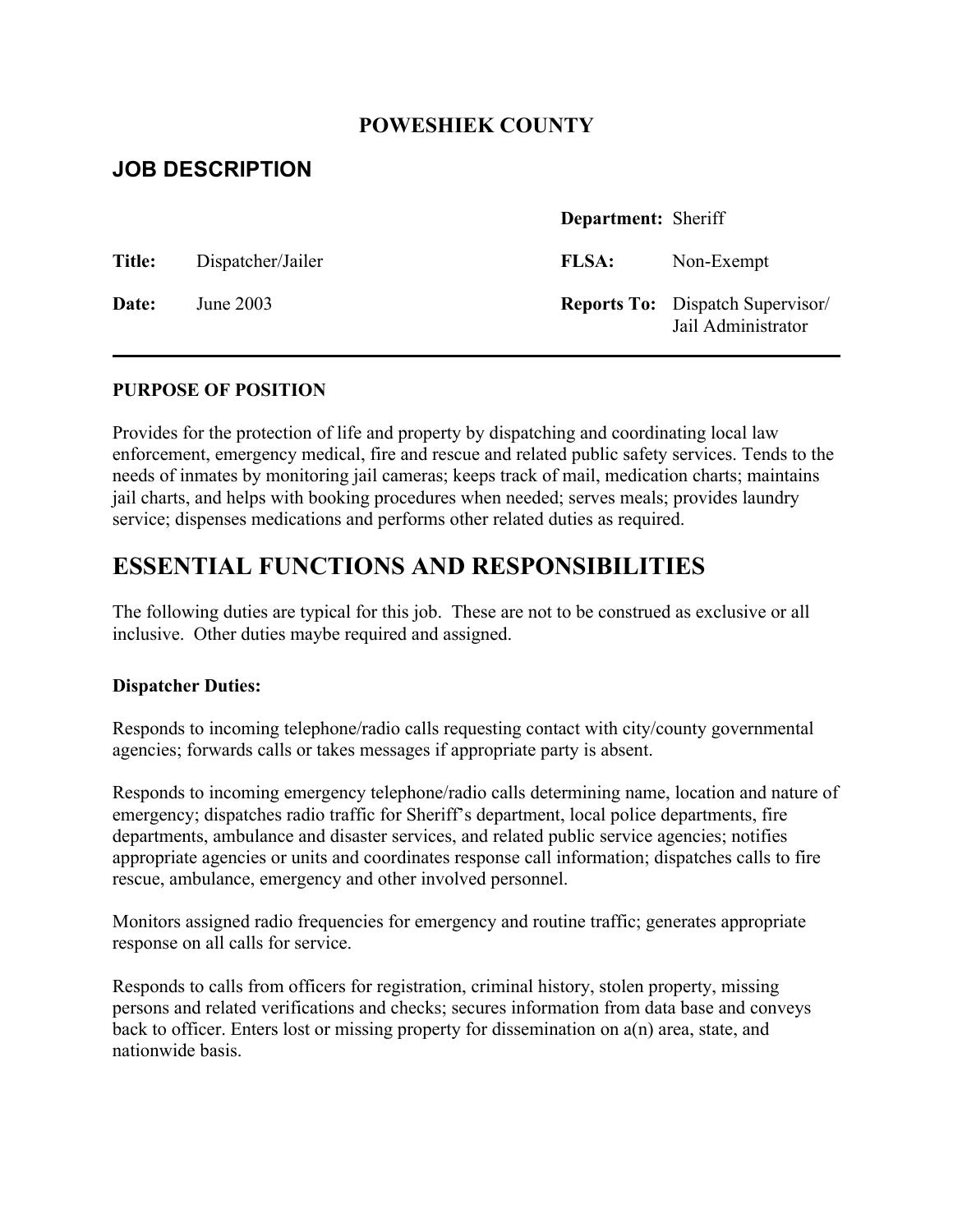# POWESHIEK COUNTY

## JOB DESCRIPTION

| | | | |
|---|---|---|---|
| | | **Department:** | Sheriff |
| **Title:** | Dispatcher/Jailer | **FLSA:** | Non-Exempt |
| **Date:** | June 2003 | **Reports To:** | Dispatch Supervisor/ Jail Administrator |

---

**PURPOSE OF POSITION**

Provides for the protection of life and property by dispatching and coordinating local law enforcement, emergency medical, fire and rescue and related public safety services. Tends to the needs of inmates by monitoring jail cameras; keeps track of mail, medication charts; maintains jail charts, and helps with booking procedures when needed; serves meals; provides laundry service; dispenses medications and performs other related duties as required.

# ESSENTIAL FUNCTIONS AND RESPONSIBILITIES

The following duties are typical for this job. These are not to be construed as exclusive or all inclusive. Other duties maybe required and assigned.

**Dispatcher Duties:**

Responds to incoming telephone/radio calls requesting contact with city/county governmental agencies; forwards calls or takes messages if appropriate party is absent.

Responds to incoming emergency telephone/radio calls determining name, location and nature of emergency; dispatches radio traffic for Sheriff's department, local police departments, fire departments, ambulance and disaster services, and related public service agencies; notifies appropriate agencies or units and coordinates response call information; dispatches calls to fire rescue, ambulance, emergency and other involved personnel.

Monitors assigned radio frequencies for emergency and routine traffic; generates appropriate response on all calls for service.

Responds to calls from officers for registration, criminal history, stolen property, missing persons and related verifications and checks; secures information from data base and conveys back to officer. Enters lost or missing property for dissemination on a(n) area, state, and nationwide basis.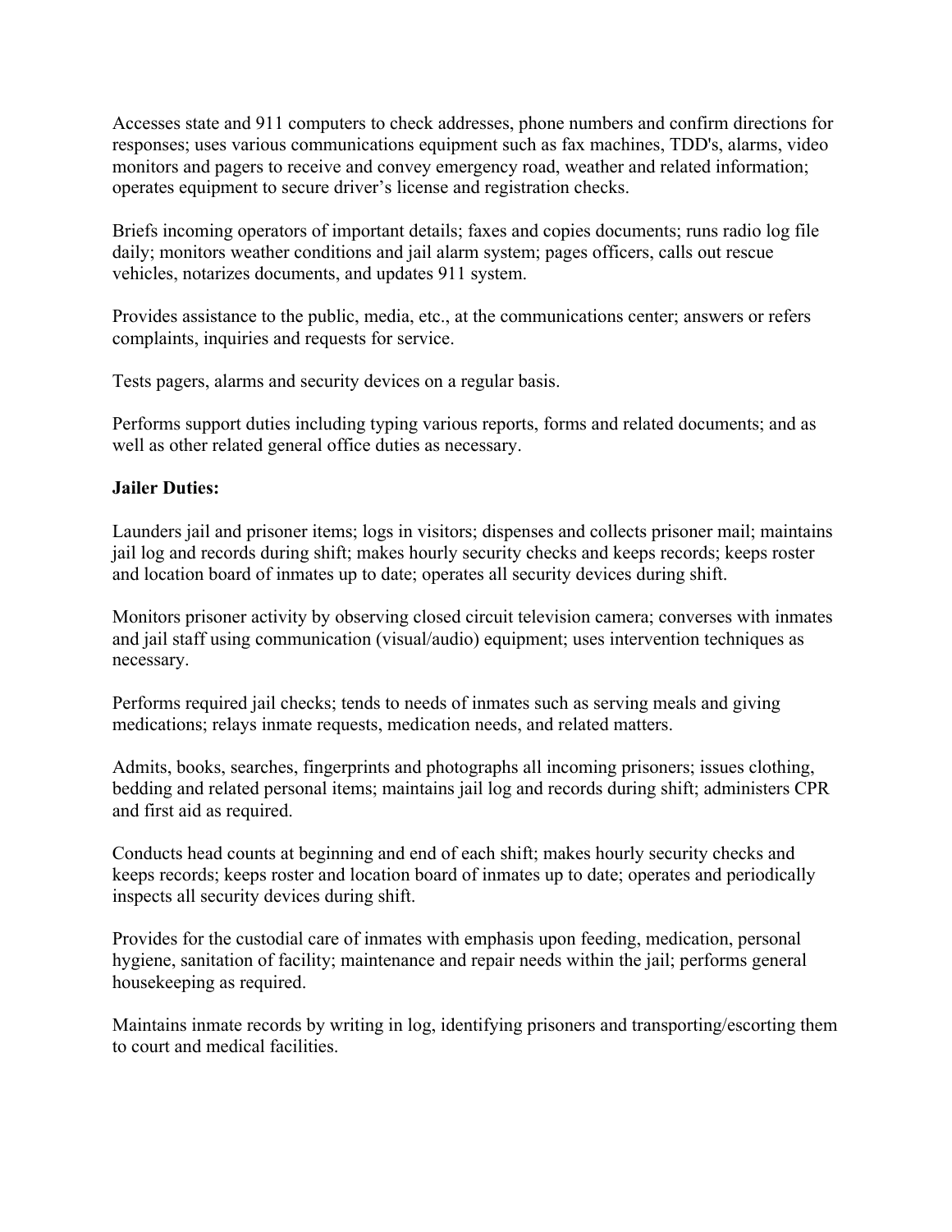Accesses state and 911 computers to check addresses, phone numbers and confirm directions for responses; uses various communications equipment such as fax machines, TDD's, alarms, video monitors and pagers to receive and convey emergency road, weather and related information; operates equipment to secure driver's license and registration checks.

Briefs incoming operators of important details; faxes and copies documents; runs radio log file daily; monitors weather conditions and jail alarm system; pages officers, calls out rescue vehicles, notarizes documents, and updates 911 system.

Provides assistance to the public, media, etc., at the communications center; answers or refers complaints, inquiries and requests for service.

Tests pagers, alarms and security devices on a regular basis.

Performs support duties including typing various reports, forms and related documents; and as well as other related general office duties as necessary.

**Jailer Duties:**

Launders jail and prisoner items; logs in visitors; dispenses and collects prisoner mail; maintains jail log and records during shift; makes hourly security checks and keeps records; keeps roster and location board of inmates up to date; operates all security devices during shift.

Monitors prisoner activity by observing closed circuit television camera; converses with inmates and jail staff using communication (visual/audio) equipment; uses intervention techniques as necessary.

Performs required jail checks; tends to needs of inmates such as serving meals and giving medications; relays inmate requests, medication needs, and related matters.

Admits, books, searches, fingerprints and photographs all incoming prisoners; issues clothing, bedding and related personal items; maintains jail log and records during shift; administers CPR and first aid as required.

Conducts head counts at beginning and end of each shift; makes hourly security checks and keeps records; keeps roster and location board of inmates up to date; operates and periodically inspects all security devices during shift.

Provides for the custodial care of inmates with emphasis upon feeding, medication, personal hygiene, sanitation of facility; maintenance and repair needs within the jail; performs general housekeeping as required.

Maintains inmate records by writing in log, identifying prisoners and transporting/escorting them to court and medical facilities.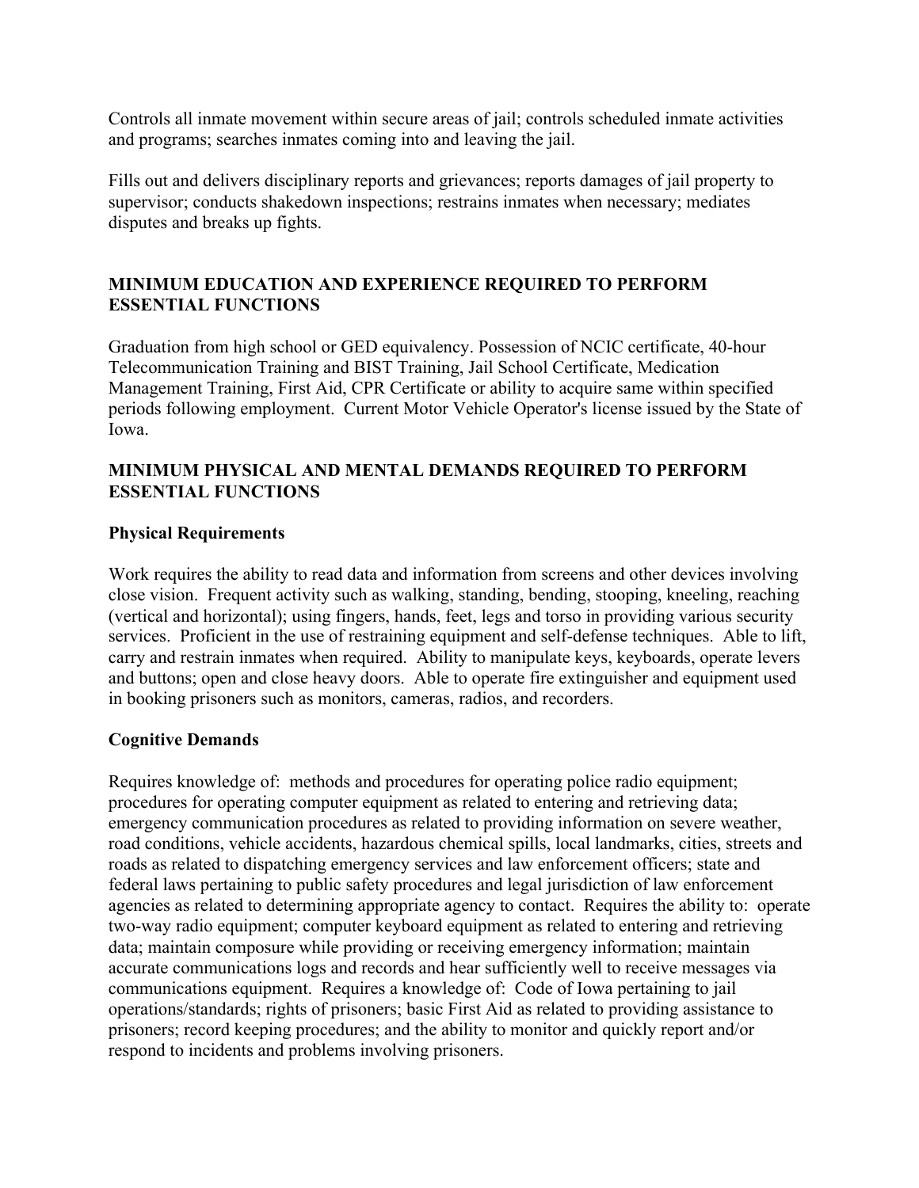Controls all inmate movement within secure areas of jail; controls scheduled inmate activities and programs; searches inmates coming into and leaving the jail.

Fills out and delivers disciplinary reports and grievances; reports damages of jail property to supervisor; conducts shakedown inspections; restrains inmates when necessary; mediates disputes and breaks up fights.

## MINIMUM EDUCATION AND EXPERIENCE REQUIRED TO PERFORM ESSENTIAL FUNCTIONS

Graduation from high school or GED equivalency. Possession of NCIC certificate, 40-hour Telecommunication Training and BIST Training, Jail School Certificate, Medication Management Training, First Aid, CPR Certificate or ability to acquire same within specified periods following employment. Current Motor Vehicle Operator's license issued by the State of Iowa.

## MINIMUM PHYSICAL AND MENTAL DEMANDS REQUIRED TO PERFORM ESSENTIAL FUNCTIONS

### Physical Requirements

Work requires the ability to read data and information from screens and other devices involving close vision. Frequent activity such as walking, standing, bending, stooping, kneeling, reaching (vertical and horizontal); using fingers, hands, feet, legs and torso in providing various security services. Proficient in the use of restraining equipment and self-defense techniques. Able to lift, carry and restrain inmates when required. Ability to manipulate keys, keyboards, operate levers and buttons; open and close heavy doors. Able to operate fire extinguisher and equipment used in booking prisoners such as monitors, cameras, radios, and recorders.

### Cognitive Demands

Requires knowledge of: methods and procedures for operating police radio equipment; procedures for operating computer equipment as related to entering and retrieving data; emergency communication procedures as related to providing information on severe weather, road conditions, vehicle accidents, hazardous chemical spills, local landmarks, cities, streets and roads as related to dispatching emergency services and law enforcement officers; state and federal laws pertaining to public safety procedures and legal jurisdiction of law enforcement agencies as related to determining appropriate agency to contact. Requires the ability to: operate two-way radio equipment; computer keyboard equipment as related to entering and retrieving data; maintain composure while providing or receiving emergency information; maintain accurate communications logs and records and hear sufficiently well to receive messages via communications equipment. Requires a knowledge of: Code of Iowa pertaining to jail operations/standards; rights of prisoners; basic First Aid as related to providing assistance to prisoners; record keeping procedures; and the ability to monitor and quickly report and/or respond to incidents and problems involving prisoners.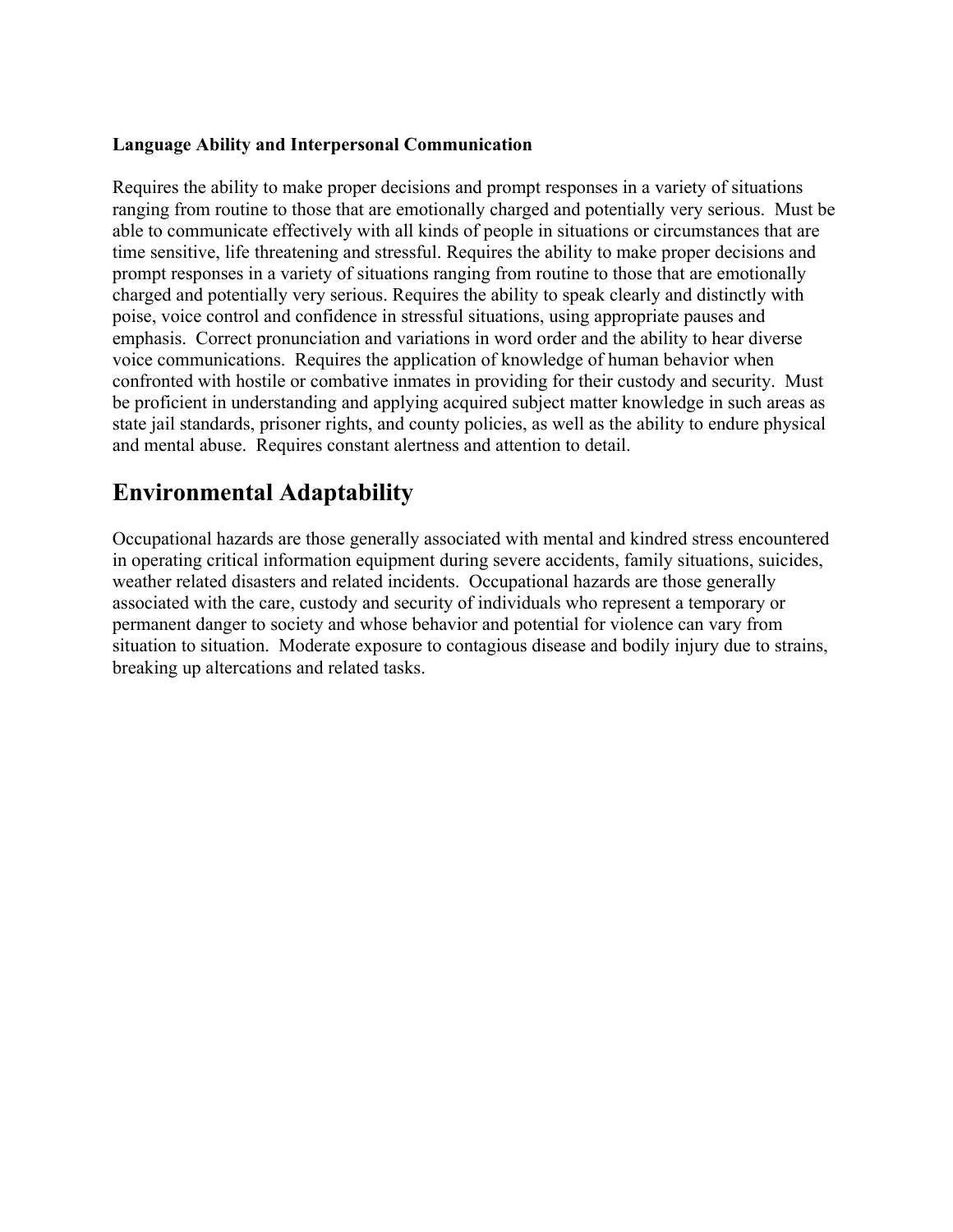**Language Ability and Interpersonal Communication**

Requires the ability to make proper decisions and prompt responses in a variety of situations ranging from routine to those that are emotionally charged and potentially very serious. Must be able to communicate effectively with all kinds of people in situations or circumstances that are time sensitive, life threatening and stressful. Requires the ability to make proper decisions and prompt responses in a variety of situations ranging from routine to those that are emotionally charged and potentially very serious. Requires the ability to speak clearly and distinctly with poise, voice control and confidence in stressful situations, using appropriate pauses and emphasis. Correct pronunciation and variations in word order and the ability to hear diverse voice communications. Requires the application of knowledge of human behavior when confronted with hostile or combative inmates in providing for their custody and security. Must be proficient in understanding and applying acquired subject matter knowledge in such areas as state jail standards, prisoner rights, and county policies, as well as the ability to endure physical and mental abuse. Requires constant alertness and attention to detail.

## Environmental Adaptability

Occupational hazards are those generally associated with mental and kindred stress encountered in operating critical information equipment during severe accidents, family situations, suicides, weather related disasters and related incidents. Occupational hazards are those generally associated with the care, custody and security of individuals who represent a temporary or permanent danger to society and whose behavior and potential for violence can vary from situation to situation. Moderate exposure to contagious disease and bodily injury due to strains, breaking up altercations and related tasks.